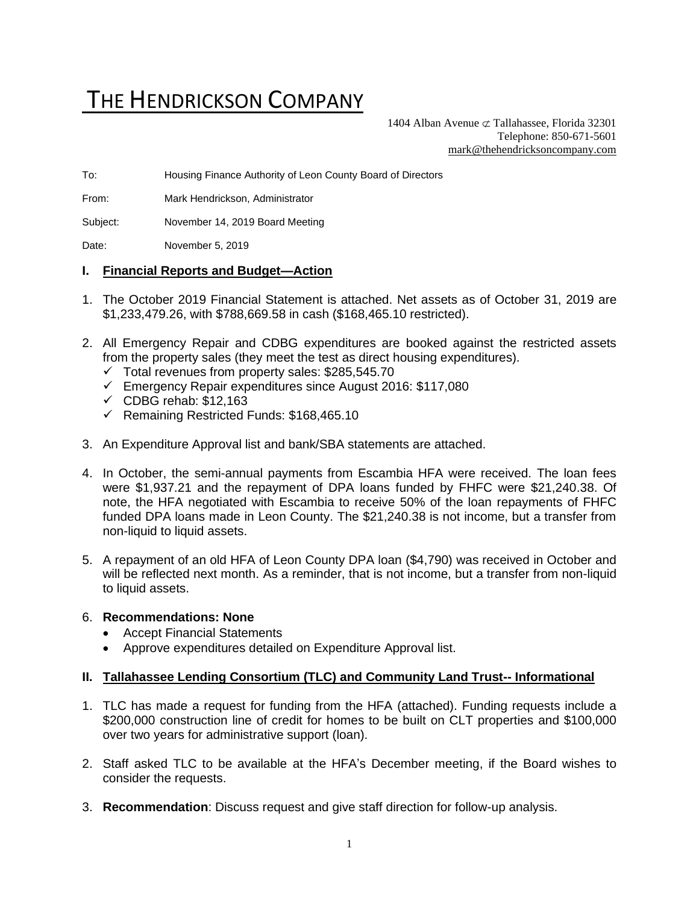# THE HENDRICKSON COMPANY

1404 Alban Avenue ⊄ Tallahassee, Florida 32301
Telephone: 850-671-5601
mark@thehendricksoncompany.com

To: Housing Finance Authority of Leon County Board of Directors

From: Mark Hendrickson, Administrator

Subject: November 14, 2019 Board Meeting

Date: November 5, 2019

## I. Financial Reports and Budget—Action

1. The October 2019 Financial Statement is attached. Net assets as of October 31, 2019 are $1,233,479.26, with $788,669.58 in cash ($168,465.10 restricted).

2. All Emergency Repair and CDBG expenditures are booked against the restricted assets from the property sales (they meet the test as direct housing expenditures).
   - ✓ Total revenues from property sales: $285,545.70
   - ✓ Emergency Repair expenditures since August 2016: $117,080
   - ✓ CDBG rehab: $12,163
   - ✓ Remaining Restricted Funds: $168,465.10

3. An Expenditure Approval list and bank/SBA statements are attached.

4. In October, the semi-annual payments from Escambia HFA were received. The loan fees were $1,937.21 and the repayment of DPA loans funded by FHFC were $21,240.38. Of note, the HFA negotiated with Escambia to receive 50% of the loan repayments of FHFC funded DPA loans made in Leon County. The $21,240.38 is not income, but a transfer from non-liquid to liquid assets.

5. A repayment of an old HFA of Leon County DPA loan ($4,790) was received in October and will be reflected next month. As a reminder, that is not income, but a transfer from non-liquid to liquid assets.

6. **Recommendations: None**
   - Accept Financial Statements
   - Approve expenditures detailed on Expenditure Approval list.

## II. Tallahassee Lending Consortium (TLC) and Community Land Trust-- Informational

1. TLC has made a request for funding from the HFA (attached). Funding requests include a $200,000 construction line of credit for homes to be built on CLT properties and $100,000 over two years for administrative support (loan).

2. Staff asked TLC to be available at the HFA's December meeting, if the Board wishes to consider the requests.

3. **Recommendation**: Discuss request and give staff direction for follow-up analysis.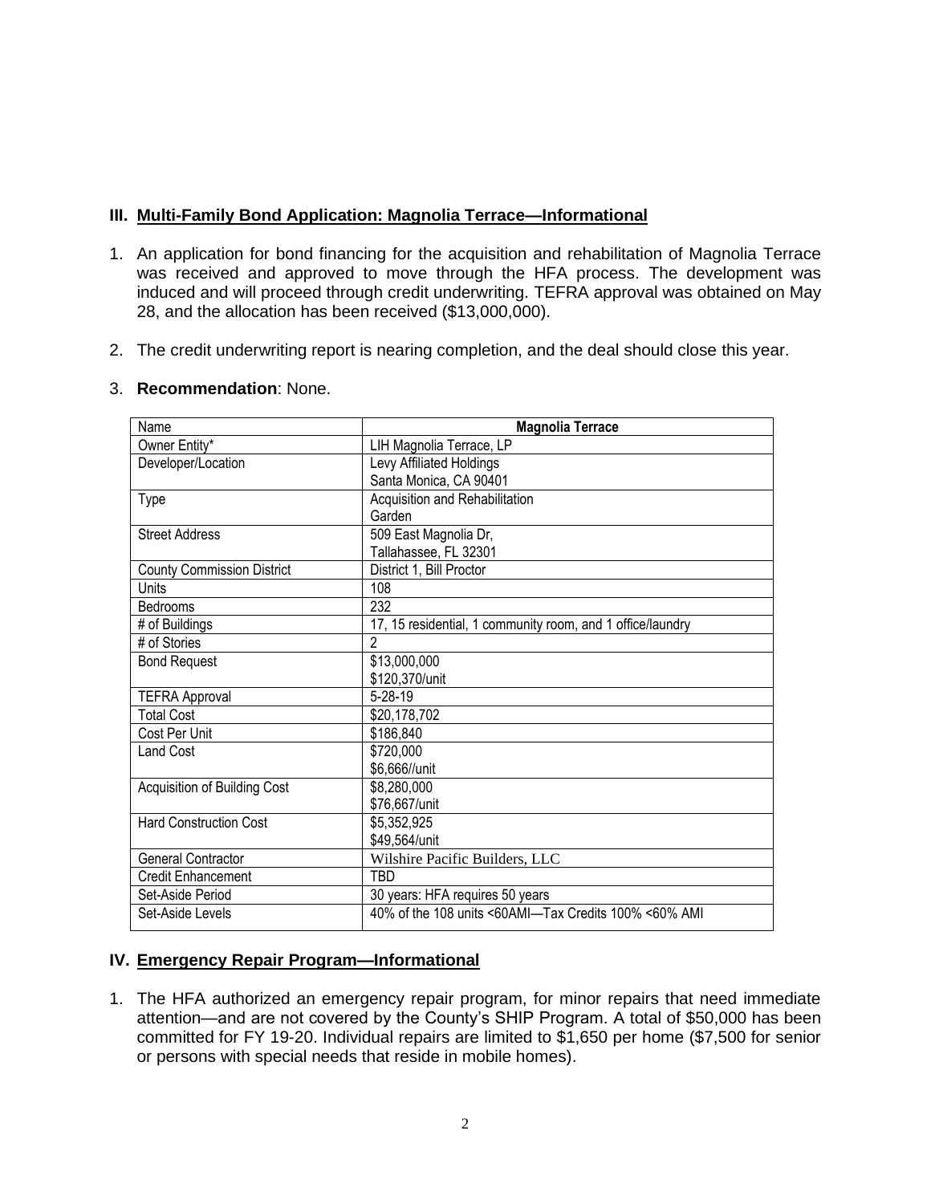## III. Multi-Family Bond Application: Magnolia Terrace—Informational

1. An application for bond financing for the acquisition and rehabilitation of Magnolia Terrace was received and approved to move through the HFA process. The development was induced and will proceed through credit underwriting. TEFRA approval was obtained on May 28, and the allocation has been received ($13,000,000).

2. The credit underwriting report is nearing completion, and the deal should close this year.

3. **Recommendation**: None.

| Name | **Magnolia Terrace** |
|---|---|
| Owner Entity* | LIH Magnolia Terrace, LP |
| Developer/Location | Levy Affiliated Holdings<br>Santa Monica, CA 90401 |
| Type | Acquisition and Rehabilitation<br>Garden |
| Street Address | 509 East Magnolia Dr,<br>Tallahassee, FL 32301 |
| County Commission District | District 1, Bill Proctor |
| Units | 108 |
| Bedrooms | 232 |
| # of Buildings | 17, 15 residential, 1 community room, and 1 office/laundry |
| # of Stories | 2 |
| Bond Request | $13,000,000<br>$120,370/unit |
| TEFRA Approval | 5-28-19 |
| Total Cost | $20,178,702 |
| Cost Per Unit | $186,840 |
| Land Cost | $720,000<br>$6,666//unit |
| Acquisition of Building Cost | $8,280,000<br>$76,667/unit |
| Hard Construction Cost | $5,352,925<br>$49,564/unit |
| General Contractor | Wilshire Pacific Builders, LLC |
| Credit Enhancement | TBD |
| Set-Aside Period | 30 years: HFA requires 50 years |
| Set-Aside Levels | 40% of the 108 units <60AMI—Tax Credits 100% <60% AMI |

## IV. Emergency Repair Program—Informational

1. The HFA authorized an emergency repair program, for minor repairs that need immediate attention—and are not covered by the County's SHIP Program. A total of $50,000 has been committed for FY 19-20. Individual repairs are limited to $1,650 per home ($7,500 for senior or persons with special needs that reside in mobile homes).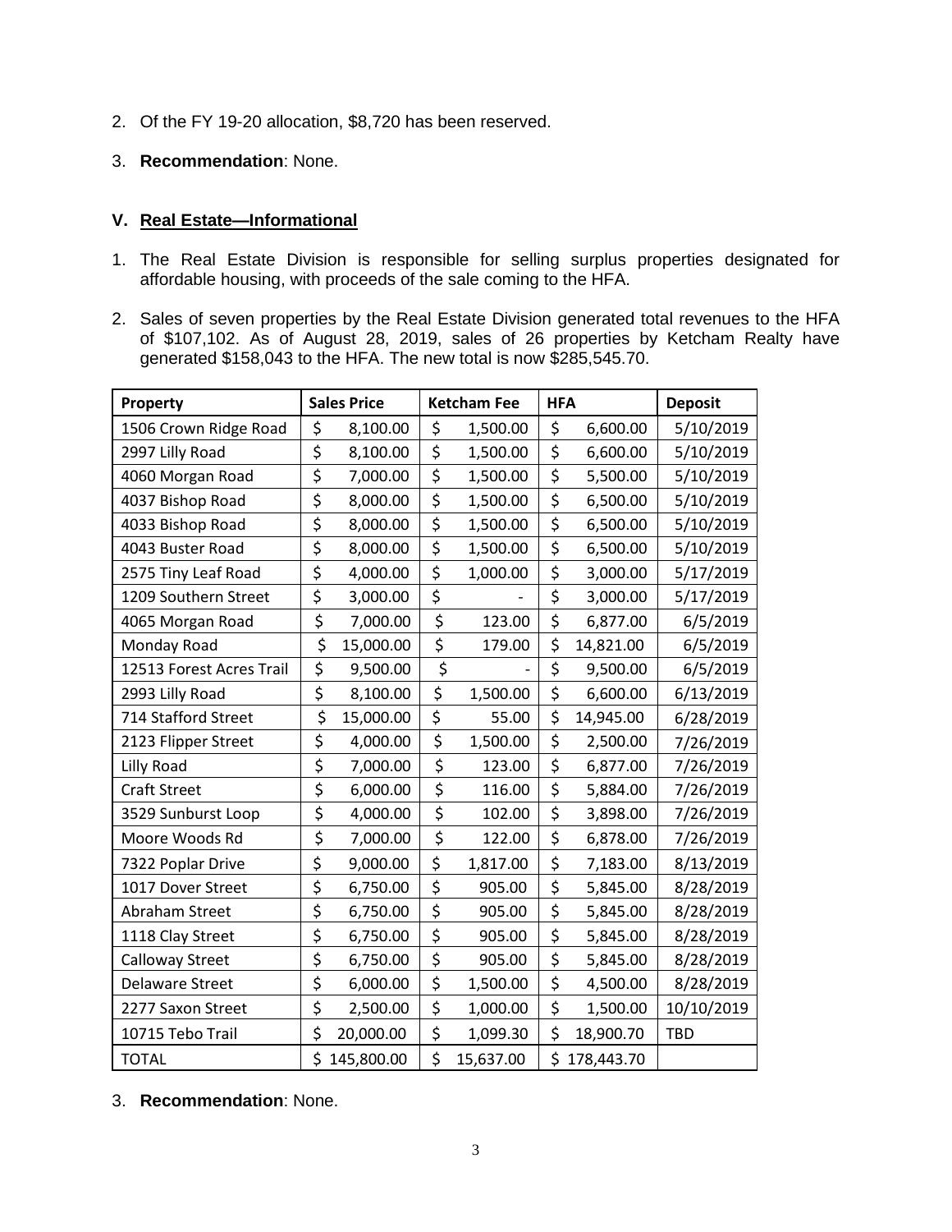2. Of the FY 19-20 allocation, $8,720 has been reserved.

3. **Recommendation**: None.

## V. Real Estate—Informational

1. The Real Estate Division is responsible for selling surplus properties designated for affordable housing, with proceeds of the sale coming to the HFA.

2. Sales of seven properties by the Real Estate Division generated total revenues to the HFA of $107,102. As of August 28, 2019, sales of 26 properties by Ketcham Realty have generated $158,043 to the HFA. The new total is now $285,545.70.

| Property | Sales Price | Ketcham Fee | HFA | Deposit |
|---|---|---|---|---|
| 1506 Crown Ridge Road | $ 8,100.00 | $ 1,500.00 | $ 6,600.00 | 5/10/2019 |
| 2997 Lilly Road | $ 8,100.00 | $ 1,500.00 | $ 6,600.00 | 5/10/2019 |
| 4060 Morgan Road | $ 7,000.00 | $ 1,500.00 | $ 5,500.00 | 5/10/2019 |
| 4037 Bishop Road | $ 8,000.00 | $ 1,500.00 | $ 6,500.00 | 5/10/2019 |
| 4033 Bishop Road | $ 8,000.00 | $ 1,500.00 | $ 6,500.00 | 5/10/2019 |
| 4043 Buster Road | $ 8,000.00 | $ 1,500.00 | $ 6,500.00 | 5/10/2019 |
| 2575 Tiny Leaf Road | $ 4,000.00 | $ 1,000.00 | $ 3,000.00 | 5/17/2019 |
| 1209 Southern Street | $ 3,000.00 | $ - | $ 3,000.00 | 5/17/2019 |
| 4065 Morgan Road | $ 7,000.00 | $ 123.00 | $ 6,877.00 | 6/5/2019 |
| Monday Road | $ 15,000.00 | $ 179.00 | $ 14,821.00 | 6/5/2019 |
| 12513 Forest Acres Trail | $ 9,500.00 | $ - | $ 9,500.00 | 6/5/2019 |
| 2993 Lilly Road | $ 8,100.00 | $ 1,500.00 | $ 6,600.00 | 6/13/2019 |
| 714 Stafford Street | $ 15,000.00 | $ 55.00 | $ 14,945.00 | 6/28/2019 |
| 2123 Flipper Street | $ 4,000.00 | $ 1,500.00 | $ 2,500.00 | 7/26/2019 |
| Lilly Road | $ 7,000.00 | $ 123.00 | $ 6,877.00 | 7/26/2019 |
| Craft Street | $ 6,000.00 | $ 116.00 | $ 5,884.00 | 7/26/2019 |
| 3529 Sunburst Loop | $ 4,000.00 | $ 102.00 | $ 3,898.00 | 7/26/2019 |
| Moore Woods Rd | $ 7,000.00 | $ 122.00 | $ 6,878.00 | 7/26/2019 |
| 7322 Poplar Drive | $ 9,000.00 | $ 1,817.00 | $ 7,183.00 | 8/13/2019 |
| 1017 Dover Street | $ 6,750.00 | $ 905.00 | $ 5,845.00 | 8/28/2019 |
| Abraham Street | $ 6,750.00 | $ 905.00 | $ 5,845.00 | 8/28/2019 |
| 1118 Clay Street | $ 6,750.00 | $ 905.00 | $ 5,845.00 | 8/28/2019 |
| Calloway Street | $ 6,750.00 | $ 905.00 | $ 5,845.00 | 8/28/2019 |
| Delaware Street | $ 6,000.00 | $ 1,500.00 | $ 4,500.00 | 8/28/2019 |
| 2277 Saxon Street | $ 2,500.00 | $ 1,000.00 | $ 1,500.00 | 10/10/2019 |
| 10715 Tebo Trail | $ 20,000.00 | $ 1,099.30 | $ 18,900.70 | TBD |
| TOTAL | $ 145,800.00 | $ 15,637.00 | $ 178,443.70 | |

3. **Recommendation**: None.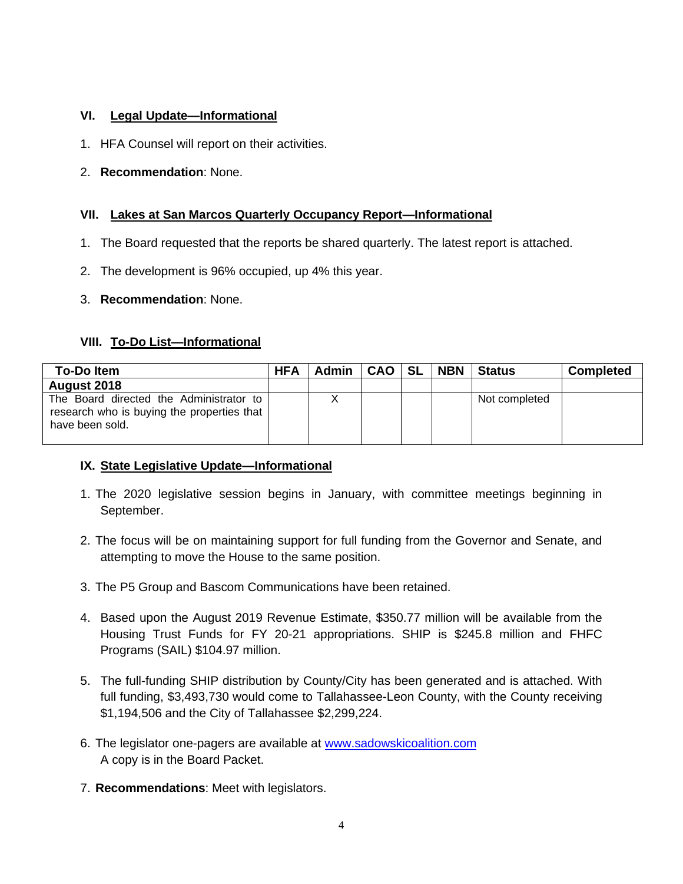### VI. Legal Update—Informational

1. HFA Counsel will report on their activities.
2. **Recommendation**: None.

### VII. Lakes at San Marcos Quarterly Occupancy Report—Informational

1. The Board requested that the reports be shared quarterly. The latest report is attached.
2. The development is 96% occupied, up 4% this year.
3. **Recommendation**: None.

### VIII. To-Do List—Informational

| To-Do Item | HFA | Admin | CAO | SL | NBN | Status | Completed |
|---|---|---|---|---|---|---|---|
| **August 2018** | | | | | | | |
| The Board directed the Administrator to research who is buying the properties that have been sold. | | X | | | | Not completed | |

### IX. State Legislative Update—Informational

1. The 2020 legislative session begins in January, with committee meetings beginning in September.
2. The focus will be on maintaining support for full funding from the Governor and Senate, and attempting to move the House to the same position.
3. The P5 Group and Bascom Communications have been retained.
4. Based upon the August 2019 Revenue Estimate, $350.77 million will be available from the Housing Trust Funds for FY 20-21 appropriations. SHIP is $245.8 million and FHFC Programs (SAIL) $104.97 million.
5. The full-funding SHIP distribution by County/City has been generated and is attached. With full funding, $3,493,730 would come to Tallahassee-Leon County, with the County receiving $1,194,506 and the City of Tallahassee $2,299,224.
6. The legislator one-pagers are available at www.sadowskicoalition.com
   A copy is in the Board Packet.
7. **Recommendations**: Meet with legislators.